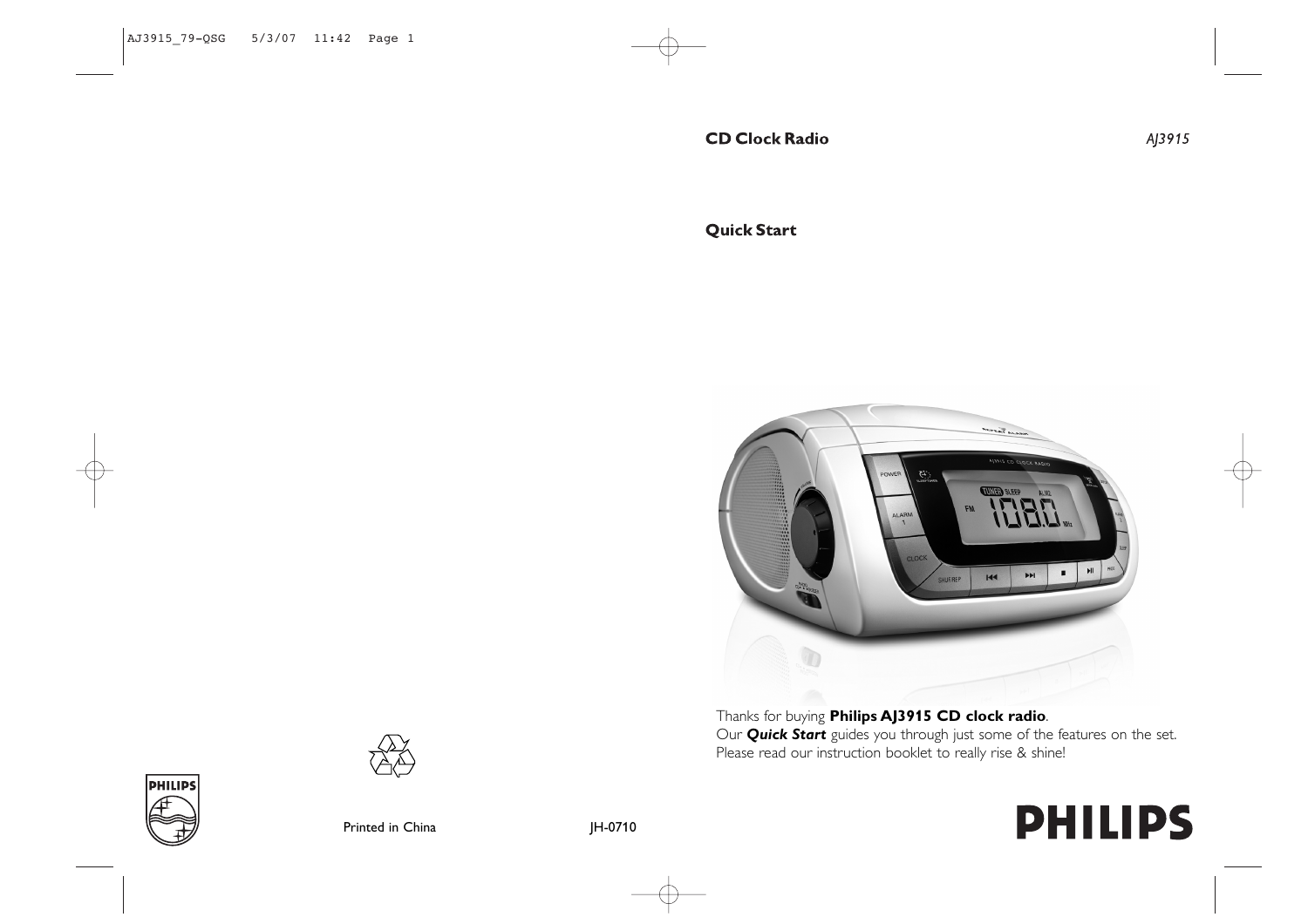**CD Clock Radio** *AJ3915*

**Quick Start**

Thanks for buying **Philips AJ3915 CD clock radio**.
Our ***Quick Start*** guides you through just some of the features on the set.
Please read our instruction booklet to really rise & shine!

PHILIPS

Printed in China JH-0710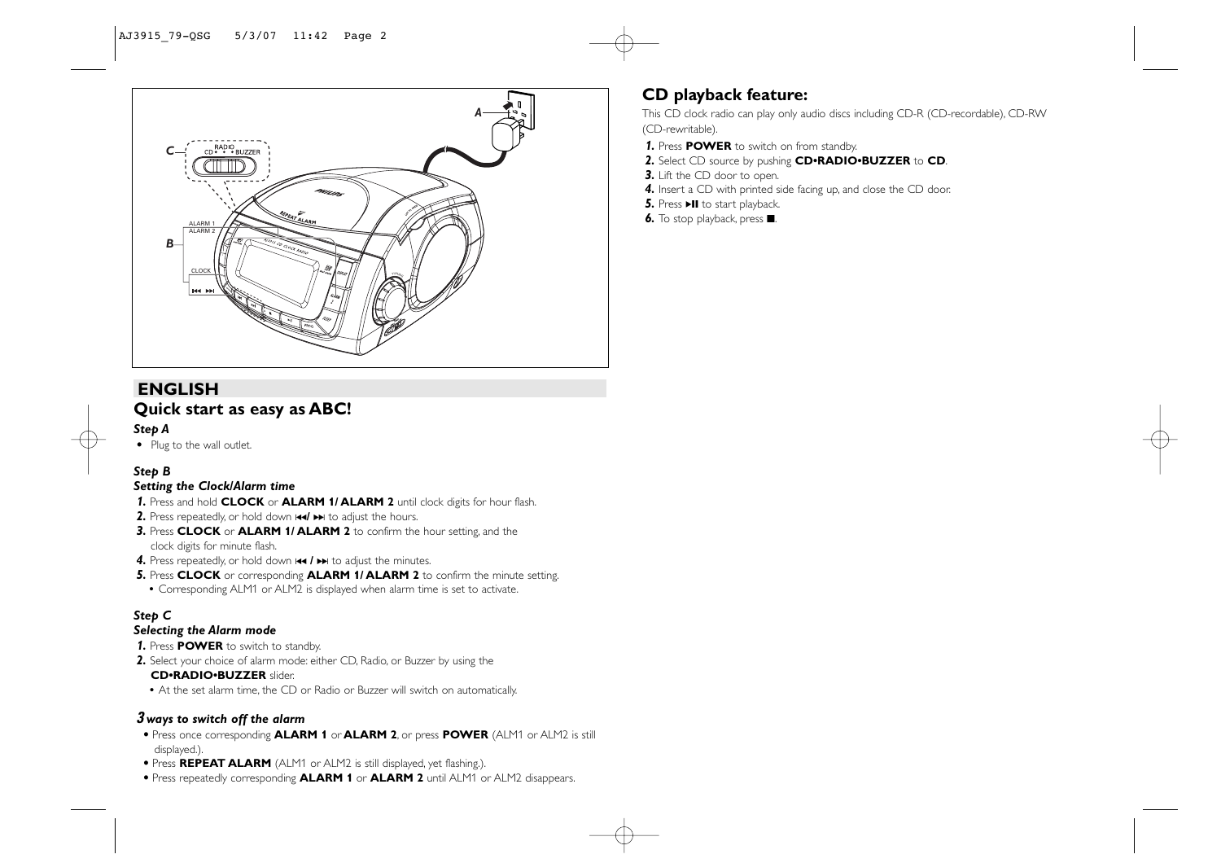## ENGLISH

## Quick start as easy as ABC!

### *Step A*

- Plug to the wall outlet.

### *Step B*

#### *Setting the Clock/Alarm time*

1. Press and hold **CLOCK** or **ALARM 1/ ALARM 2** until clock digits for hour flash.
2. Press repeatedly, or hold down ⏮/ ⏭ to adjust the hours.
3. Press **CLOCK** or **ALARM 1/ ALARM 2** to confirm the hour setting, and the clock digits for minute flash.
4. Press repeatedly, or hold down ⏮ / ⏭ to adjust the minutes.
5. Press **CLOCK** or corresponding **ALARM 1/ ALARM 2** to confirm the minute setting.
   - Corresponding ALM1 or ALM2 is displayed when alarm time is set to activate.

### *Step C*

#### *Selecting the Alarm mode*

1. Press **POWER** to switch to standby.
2. Select your choice of alarm mode: either CD, Radio, or Buzzer by using the **CD•RADIO•BUZZER** slider.
   - At the set alarm time, the CD or Radio or Buzzer will switch on automatically.

### *3 ways to switch off the alarm*

- Press once corresponding **ALARM 1** or **ALARM 2**, or press **POWER** (ALM1 or ALM2 is still displayed.).
- Press **REPEAT ALARM** (ALM1 or ALM2 is still displayed, yet flashing.).
- Press repeatedly corresponding **ALARM 1** or **ALARM 2** until ALM1 or ALM2 disappears.

## CD playback feature:

This CD clock radio can play only audio discs including CD-R (CD-recordable), CD-RW (CD-rewritable).

1. Press **POWER** to switch on from standby.
2. Select CD source by pushing **CD•RADIO•BUZZER** to **CD**.
3. Lift the CD door to open.
4. Insert a CD with printed side facing up, and close the CD door.
5. Press ▶II to start playback.
6. To stop playback, press ■.